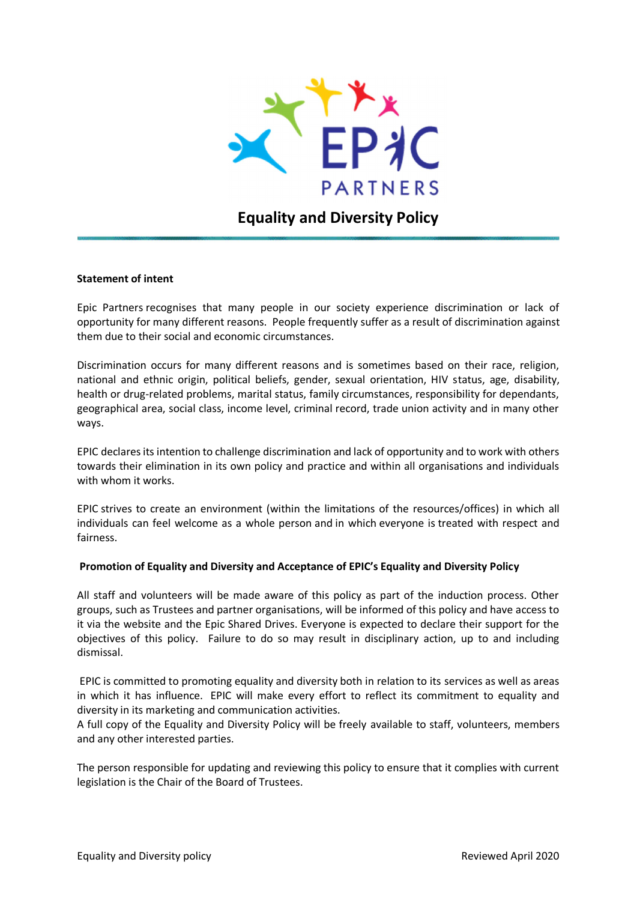# Equality and Diversity Policy

**Statement of intent**

Epic Partners recognises that many people in our society experience discrimination or lack of opportunity for many different reasons. People frequently suffer as a result of discrimination against them due to their social and economic circumstances.

Discrimination occurs for many different reasons and is sometimes based on their race, religion, national and ethnic origin, political beliefs, gender, sexual orientation, HIV status, age, disability, health or drug-related problems, marital status, family circumstances, responsibility for dependants, geographical area, social class, income level, criminal record, trade union activity and in many other ways.

EPIC declares its intention to challenge discrimination and lack of opportunity and to work with others towards their elimination in its own policy and practice and within all organisations and individuals with whom it works.

EPIC strives to create an environment (within the limitations of the resources/offices) in which all individuals can feel welcome as a whole person and in which everyone is treated with respect and fairness.

**Promotion of Equality and Diversity and Acceptance of EPIC's Equality and Diversity Policy**

All staff and volunteers will be made aware of this policy as part of the induction process. Other groups, such as Trustees and partner organisations, will be informed of this policy and have access to it via the website and the Epic Shared Drives. Everyone is expected to declare their support for the objectives of this policy. Failure to do so may result in disciplinary action, up to and including dismissal.

EPIC is committed to promoting equality and diversity both in relation to its services as well as areas in which it has influence. EPIC will make every effort to reflect its commitment to equality and diversity in its marketing and communication activities.
A full copy of the Equality and Diversity Policy will be freely available to staff, volunteers, members and any other interested parties.

The person responsible for updating and reviewing this policy to ensure that it complies with current legislation is the Chair of the Board of Trustees.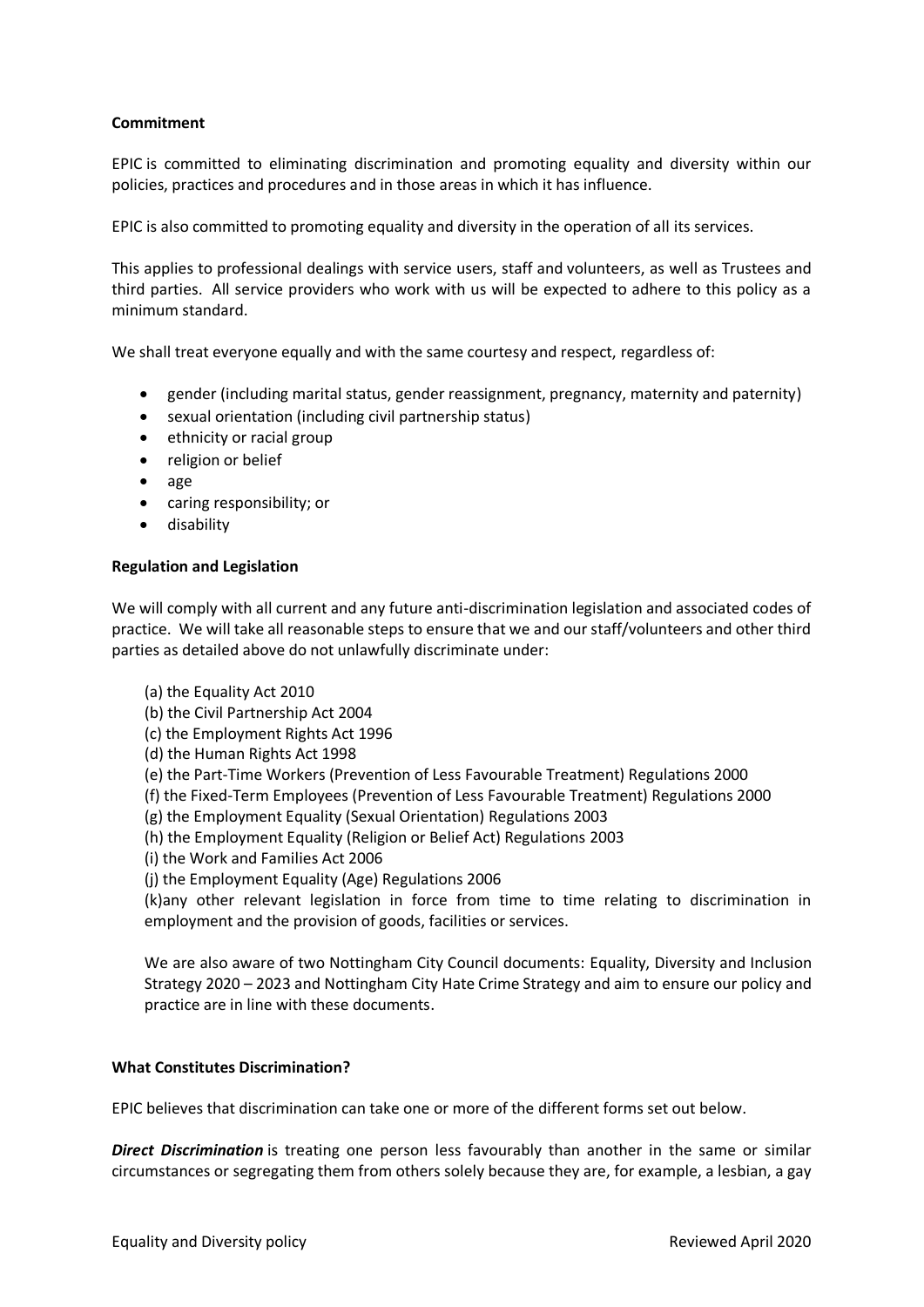**Commitment**

EPIC is committed to eliminating discrimination and promoting equality and diversity within our policies, practices and procedures and in those areas in which it has influence.

EPIC is also committed to promoting equality and diversity in the operation of all its services.

This applies to professional dealings with service users, staff and volunteers, as well as Trustees and third parties. All service providers who work with us will be expected to adhere to this policy as a minimum standard.

We shall treat everyone equally and with the same courtesy and respect, regardless of:

- gender (including marital status, gender reassignment, pregnancy, maternity and paternity)
- sexual orientation (including civil partnership status)
- ethnicity or racial group
- religion or belief
- age
- caring responsibility; or
- disability

**Regulation and Legislation**

We will comply with all current and any future anti-discrimination legislation and associated codes of practice. We will take all reasonable steps to ensure that we and our staff/volunteers and other third parties as detailed above do not unlawfully discriminate under:

(a) the Equality Act 2010
(b) the Civil Partnership Act 2004
(c) the Employment Rights Act 1996
(d) the Human Rights Act 1998
(e) the Part-Time Workers (Prevention of Less Favourable Treatment) Regulations 2000
(f) the Fixed-Term Employees (Prevention of Less Favourable Treatment) Regulations 2000
(g) the Employment Equality (Sexual Orientation) Regulations 2003
(h) the Employment Equality (Religion or Belief Act) Regulations 2003
(i) the Work and Families Act 2006
(j) the Employment Equality (Age) Regulations 2006
(k)any other relevant legislation in force from time to time relating to discrimination in employment and the provision of goods, facilities or services.

We are also aware of two Nottingham City Council documents: Equality, Diversity and Inclusion Strategy 2020 – 2023 and Nottingham City Hate Crime Strategy and aim to ensure our policy and practice are in line with these documents.

**What Constitutes Discrimination?**

EPIC believes that discrimination can take one or more of the different forms set out below.

***Direct Discrimination*** is treating one person less favourably than another in the same or similar circumstances or segregating them from others solely because they are, for example, a lesbian, a gay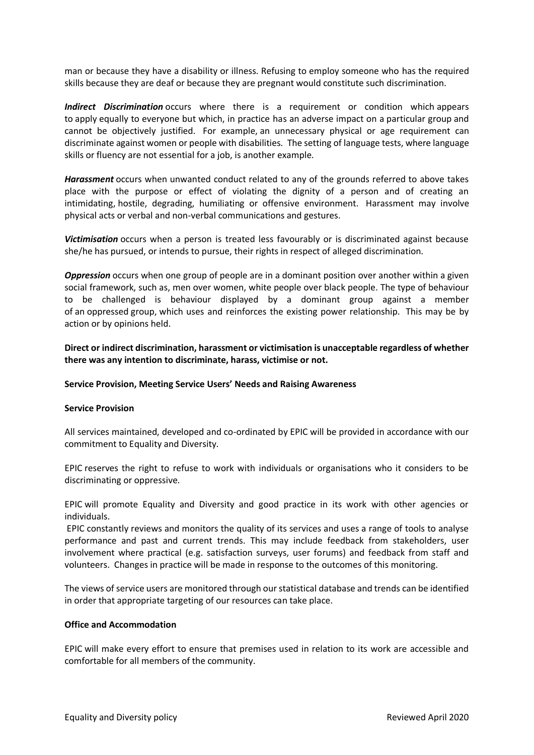man or because they have a disability or illness. Refusing to employ someone who has the required skills because they are deaf or because they are pregnant would constitute such discrimination.

***Indirect Discrimination*** occurs where there is a requirement or condition which appears to apply equally to everyone but which, in practice has an adverse impact on a particular group and cannot be objectively justified. For example, an unnecessary physical or age requirement can discriminate against women or people with disabilities. The setting of language tests, where language skills or fluency are not essential for a job, is another example.

***Harassment*** occurs when unwanted conduct related to any of the grounds referred to above takes place with the purpose or effect of violating the dignity of a person and of creating an intimidating, hostile, degrading, humiliating or offensive environment. Harassment may involve physical acts or verbal and non-verbal communications and gestures.

***Victimisation*** occurs when a person is treated less favourably or is discriminated against because she/he has pursued, or intends to pursue, their rights in respect of alleged discrimination.

***Oppression*** occurs when one group of people are in a dominant position over another within a given social framework, such as, men over women, white people over black people. The type of behaviour to be challenged is behaviour displayed by a dominant group against a member of an oppressed group, which uses and reinforces the existing power relationship. This may be by action or by opinions held.

**Direct or indirect discrimination, harassment or victimisation is unacceptable regardless of whether there was any intention to discriminate, harass, victimise or not.**

**Service Provision, Meeting Service Users' Needs and Raising Awareness**

**Service Provision**

All services maintained, developed and co-ordinated by EPIC will be provided in accordance with our commitment to Equality and Diversity.

EPIC reserves the right to refuse to work with individuals or organisations who it considers to be discriminating or oppressive.

EPIC will promote Equality and Diversity and good practice in its work with other agencies or individuals.

EPIC constantly reviews and monitors the quality of its services and uses a range of tools to analyse performance and past and current trends. This may include feedback from stakeholders, user involvement where practical (e.g. satisfaction surveys, user forums) and feedback from staff and volunteers. Changes in practice will be made in response to the outcomes of this monitoring.

The views of service users are monitored through our statistical database and trends can be identified in order that appropriate targeting of our resources can take place.

**Office and Accommodation**

EPIC will make every effort to ensure that premises used in relation to its work are accessible and comfortable for all members of the community.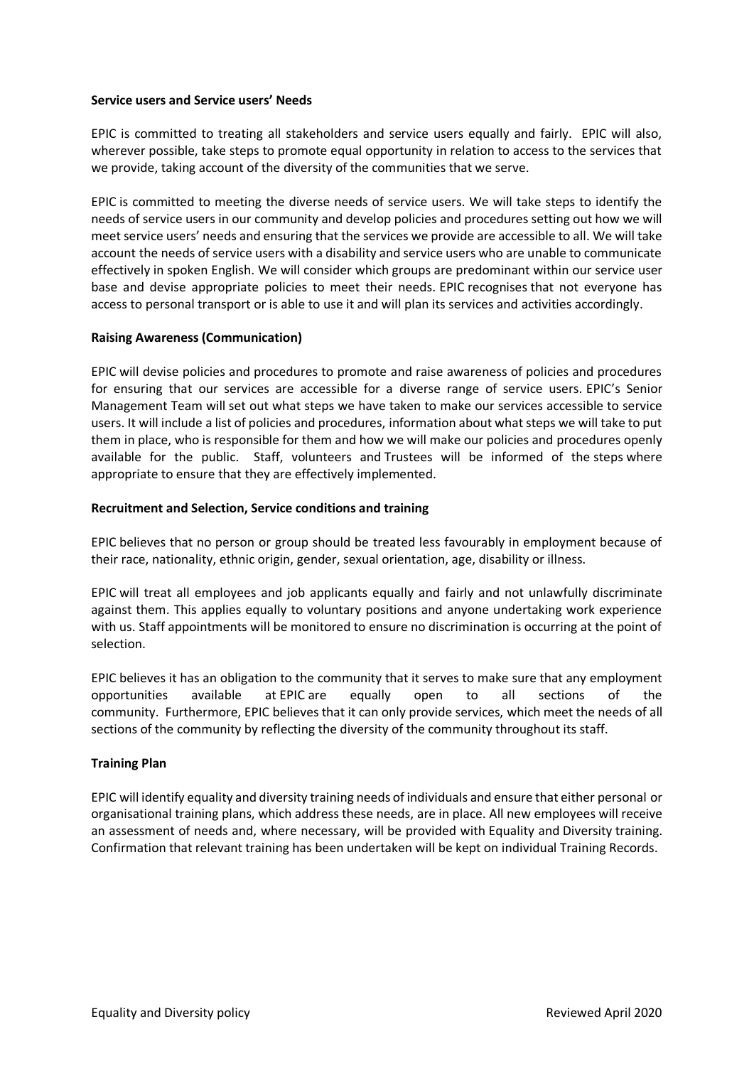**Service users and Service users' Needs**

EPIC is committed to treating all stakeholders and service users equally and fairly. EPIC will also, wherever possible, take steps to promote equal opportunity in relation to access to the services that we provide, taking account of the diversity of the communities that we serve.

EPIC is committed to meeting the diverse needs of service users. We will take steps to identify the needs of service users in our community and develop policies and procedures setting out how we will meet service users' needs and ensuring that the services we provide are accessible to all. We will take account the needs of service users with a disability and service users who are unable to communicate effectively in spoken English. We will consider which groups are predominant within our service user base and devise appropriate policies to meet their needs. EPIC recognises that not everyone has access to personal transport or is able to use it and will plan its services and activities accordingly.

**Raising Awareness (Communication)**

EPIC will devise policies and procedures to promote and raise awareness of policies and procedures for ensuring that our services are accessible for a diverse range of service users. EPIC's Senior Management Team will set out what steps we have taken to make our services accessible to service users. It will include a list of policies and procedures, information about what steps we will take to put them in place, who is responsible for them and how we will make our policies and procedures openly available for the public. Staff, volunteers and Trustees will be informed of the steps where appropriate to ensure that they are effectively implemented.

**Recruitment and Selection, Service conditions and training**

EPIC believes that no person or group should be treated less favourably in employment because of their race, nationality, ethnic origin, gender, sexual orientation, age, disability or illness.

EPIC will treat all employees and job applicants equally and fairly and not unlawfully discriminate against them. This applies equally to voluntary positions and anyone undertaking work experience with us. Staff appointments will be monitored to ensure no discrimination is occurring at the point of selection.

EPIC believes it has an obligation to the community that it serves to make sure that any employment opportunities available at EPIC are equally open to all sections of the community. Furthermore, EPIC believes that it can only provide services, which meet the needs of all sections of the community by reflecting the diversity of the community throughout its staff.

**Training Plan**

EPIC will identify equality and diversity training needs of individuals and ensure that either personal or organisational training plans, which address these needs, are in place. All new employees will receive an assessment of needs and, where necessary, will be provided with Equality and Diversity training. Confirmation that relevant training has been undertaken will be kept on individual Training Records.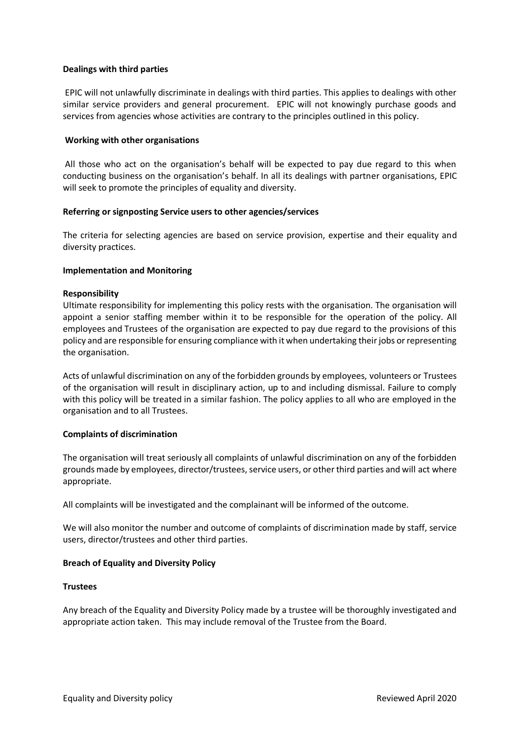**Dealings with third parties**

EPIC will not unlawfully discriminate in dealings with third parties. This applies to dealings with other similar service providers and general procurement. EPIC will not knowingly purchase goods and services from agencies whose activities are contrary to the principles outlined in this policy.

**Working with other organisations**

All those who act on the organisation's behalf will be expected to pay due regard to this when conducting business on the organisation's behalf. In all its dealings with partner organisations, EPIC will seek to promote the principles of equality and diversity.

**Referring or signposting Service users to other agencies/services**

The criteria for selecting agencies are based on service provision, expertise and their equality and diversity practices.

**Implementation and Monitoring**

**Responsibility**

Ultimate responsibility for implementing this policy rests with the organisation. The organisation will appoint a senior staffing member within it to be responsible for the operation of the policy. All employees and Trustees of the organisation are expected to pay due regard to the provisions of this policy and are responsible for ensuring compliance with it when undertaking their jobs or representing the organisation.

Acts of unlawful discrimination on any of the forbidden grounds by employees, volunteers or Trustees of the organisation will result in disciplinary action, up to and including dismissal. Failure to comply with this policy will be treated in a similar fashion. The policy applies to all who are employed in the organisation and to all Trustees.

**Complaints of discrimination**

The organisation will treat seriously all complaints of unlawful discrimination on any of the forbidden grounds made by employees, director/trustees, service users, or other third parties and will act where appropriate.

All complaints will be investigated and the complainant will be informed of the outcome.

We will also monitor the number and outcome of complaints of discrimination made by staff, service users, director/trustees and other third parties.

**Breach of Equality and Diversity Policy**

**Trustees**

Any breach of the Equality and Diversity Policy made by a trustee will be thoroughly investigated and appropriate action taken. This may include removal of the Trustee from the Board.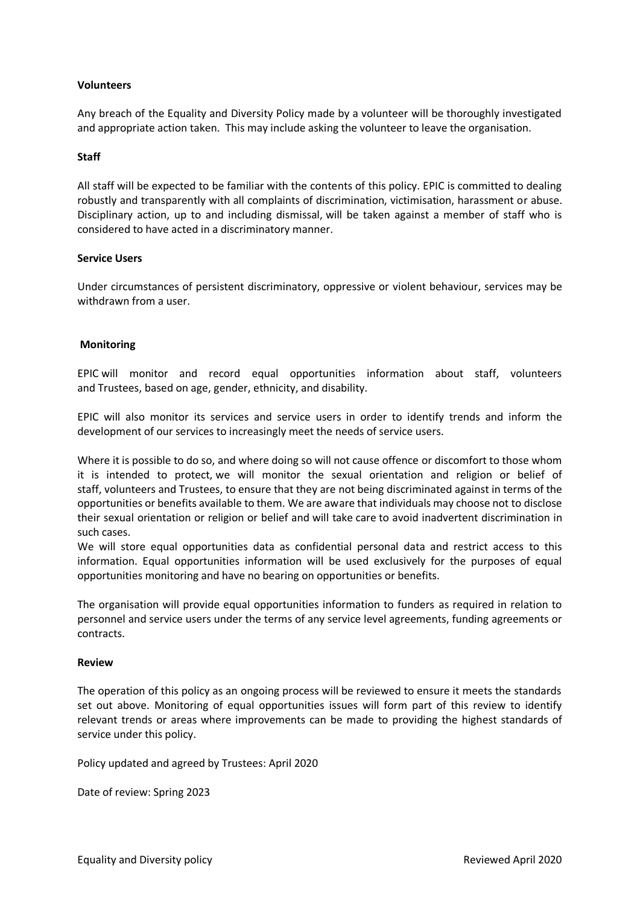**Volunteers**

Any breach of the Equality and Diversity Policy made by a volunteer will be thoroughly investigated and appropriate action taken. This may include asking the volunteer to leave the organisation.

**Staff**

All staff will be expected to be familiar with the contents of this policy. EPIC is committed to dealing robustly and transparently with all complaints of discrimination, victimisation, harassment or abuse. Disciplinary action, up to and including dismissal, will be taken against a member of staff who is considered to have acted in a discriminatory manner.

**Service Users**

Under circumstances of persistent discriminatory, oppressive or violent behaviour, services may be withdrawn from a user.

**Monitoring**

EPIC will monitor and record equal opportunities information about staff, volunteers and Trustees, based on age, gender, ethnicity, and disability.

EPIC will also monitor its services and service users in order to identify trends and inform the development of our services to increasingly meet the needs of service users.

Where it is possible to do so, and where doing so will not cause offence or discomfort to those whom it is intended to protect, we will monitor the sexual orientation and religion or belief of staff, volunteers and Trustees, to ensure that they are not being discriminated against in terms of the opportunities or benefits available to them. We are aware that individuals may choose not to disclose their sexual orientation or religion or belief and will take care to avoid inadvertent discrimination in such cases.

We will store equal opportunities data as confidential personal data and restrict access to this information. Equal opportunities information will be used exclusively for the purposes of equal opportunities monitoring and have no bearing on opportunities or benefits.

The organisation will provide equal opportunities information to funders as required in relation to personnel and service users under the terms of any service level agreements, funding agreements or contracts.

**Review**

The operation of this policy as an ongoing process will be reviewed to ensure it meets the standards set out above. Monitoring of equal opportunities issues will form part of this review to identify relevant trends or areas where improvements can be made to providing the highest standards of service under this policy.

Policy updated and agreed by Trustees: April 2020

Date of review: Spring 2023